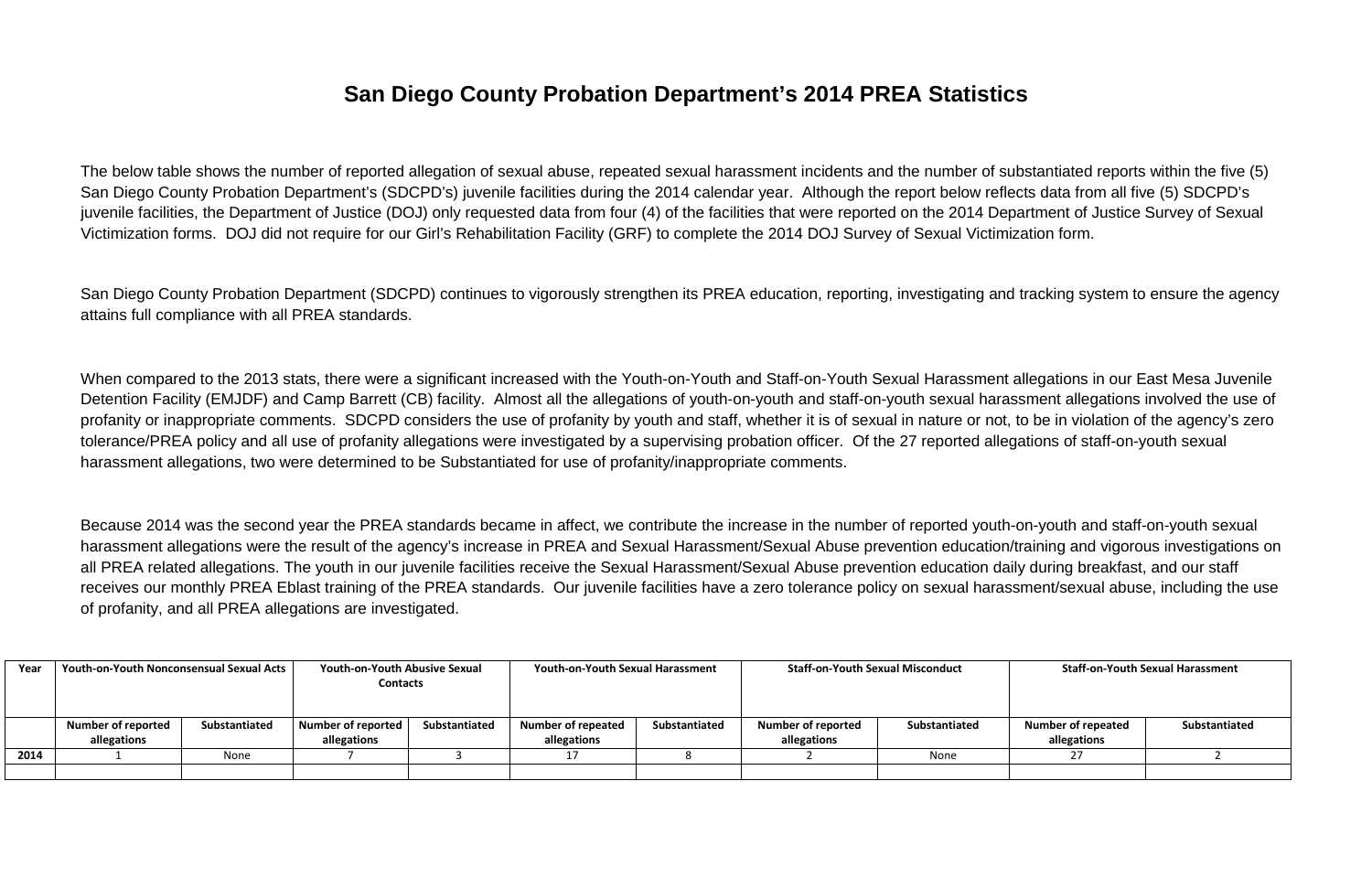# San Diego County Probation Department's 2014 PREA Statistics

The below table shows the number of reported allegation of sexual abuse, repeated sexual harassment incidents and the number of substantiated reports within the five (5) San Diego County Probation Department's (SDCPD's) juvenile facilities during the 2014 calendar year. Although the report below reflects data from all five (5) SDCPD's juvenile facilities, the Department of Justice (DOJ) only requested data from four (4) of the facilities that were reported on the 2014 Department of Justice Survey of Sexual Victimization forms. DOJ did not require for our Girl's Rehabilitation Facility (GRF) to complete the 2014 DOJ Survey of Sexual Victimization form.

San Diego County Probation Department (SDCPD) continues to vigorously strengthen its PREA education, reporting, investigating and tracking system to ensure the agency attains full compliance with all PREA standards.

When compared to the 2013 stats, there were a significant increased with the Youth-on-Youth and Staff-on-Youth Sexual Harassment allegations in our East Mesa Juvenile Detention Facility (EMJDF) and Camp Barrett (CB) facility. Almost all the allegations of youth-on-youth and staff-on-youth sexual harassment allegations involved the use of profanity or inappropriate comments. SDCPD considers the use of profanity by youth and staff, whether it is of sexual in nature or not, to be in violation of the agency's zero tolerance/PREA policy and all use of profanity allegations were investigated by a supervising probation officer. Of the 27 reported allegations of staff-on-youth sexual harassment allegations, two were determined to be Substantiated for use of profanity/inappropriate comments.

Because 2014 was the second year the PREA standards became in affect, we contribute the increase in the number of reported youth-on-youth and staff-on-youth sexual harassment allegations were the result of the agency's increase in PREA and Sexual Harassment/Sexual Abuse prevention education/training and vigorous investigations on all PREA related allegations. The youth in our juvenile facilities receive the Sexual Harassment/Sexual Abuse prevention education daily during breakfast, and our staff receives our monthly PREA Eblast training of the PREA standards. Our juvenile facilities have a zero tolerance policy on sexual harassment/sexual abuse, including the use of profanity, and all PREA allegations are investigated.

| Year | Youth-on-Youth Nonconsensual Sexual Acts | | Youth-on-Youth Abusive Sexual Contacts | | Youth-on-Youth Sexual Harassment | | Staff-on-Youth Sexual Misconduct | | Staff-on-Youth Sexual Harassment | |
|---|---|---|---|---|---|---|---|---|---|---|
| | Number of reported allegations | Substantiated | Number of reported allegations | Substantiated | Number of repeated allegations | Substantiated | Number of reported allegations | Substantiated | Number of repeated allegations | Substantiated |
| 2014 | 1 | None | 7 | 3 | 17 | 8 | 2 | None | 27 | 2 |
| | | | | | | | | | | |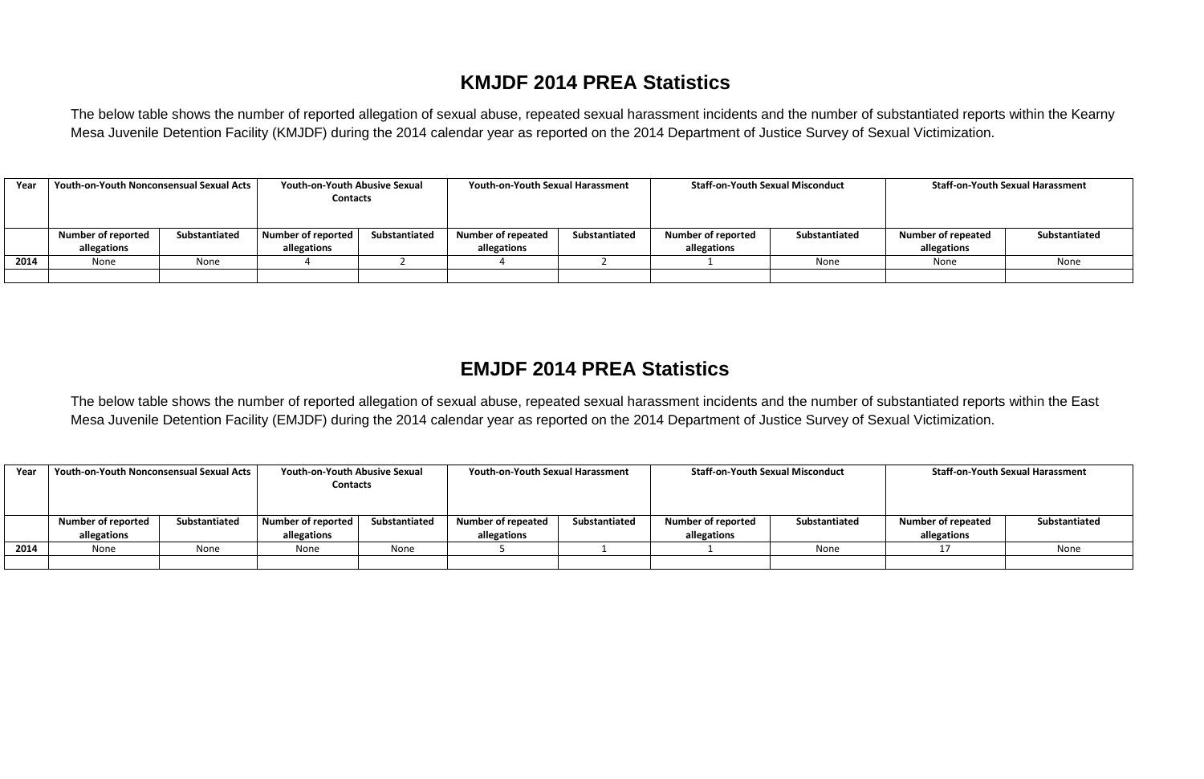## KMJDF 2014 PREA Statistics

The below table shows the number of reported allegation of sexual abuse, repeated sexual harassment incidents and the number of substantiated reports within the Kearny Mesa Juvenile Detention Facility (KMJDF) during the 2014 calendar year as reported on the 2014 Department of Justice Survey of Sexual Victimization.

| Year | Youth-on-Youth Nonconsensual Sexual Acts | | Youth-on-Youth Abusive Sexual Contacts | | Youth-on-Youth Sexual Harassment | | Staff-on-Youth Sexual Misconduct | | Staff-on-Youth Sexual Harassment | |
|---|---|---|---|---|---|---|---|---|---|---|
| | Number of reported allegations | Substantiated | Number of reported allegations | Substantiated | Number of repeated allegations | Substantiated | Number of reported allegations | Substantiated | Number of repeated allegations | Substantiated |
| 2014 | None | None | 4 | 2 | 4 | 2 | 1 | None | None | None |
| | | | | | | | | | | |

## EMJDF 2014 PREA Statistics

The below table shows the number of reported allegation of sexual abuse, repeated sexual harassment incidents and the number of substantiated reports within the East Mesa Juvenile Detention Facility (EMJDF) during the 2014 calendar year as reported on the 2014 Department of Justice Survey of Sexual Victimization.

| Year | Youth-on-Youth Nonconsensual Sexual Acts | | Youth-on-Youth Abusive Sexual Contacts | | Youth-on-Youth Sexual Harassment | | Staff-on-Youth Sexual Misconduct | | Staff-on-Youth Sexual Harassment | |
|---|---|---|---|---|---|---|---|---|---|---|
| | Number of reported allegations | Substantiated | Number of reported allegations | Substantiated | Number of repeated allegations | Substantiated | Number of reported allegations | Substantiated | Number of repeated allegations | Substantiated |
| 2014 | None | None | None | None | 5 | 1 | 1 | None | 17 | None |
| | | | | | | | | | | |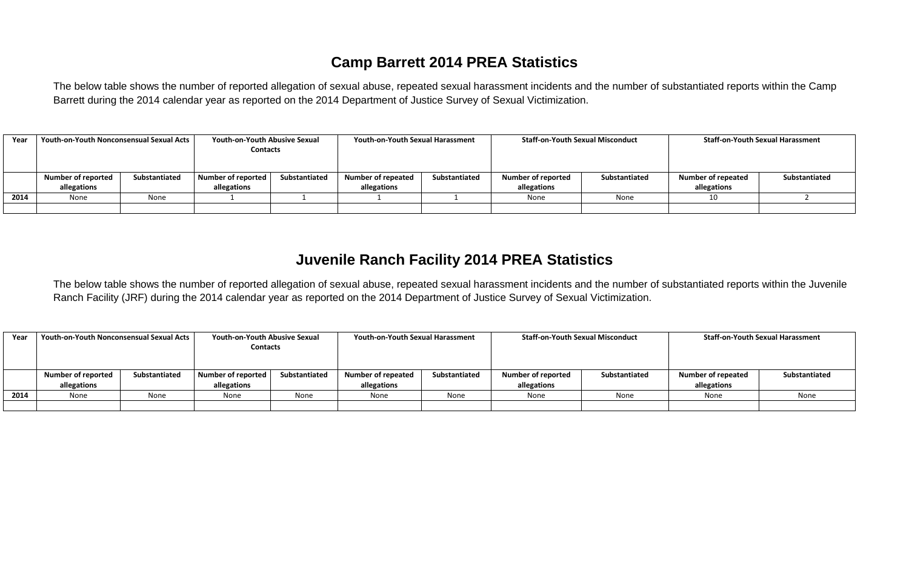## Camp Barrett 2014 PREA Statistics

The below table shows the number of reported allegation of sexual abuse, repeated sexual harassment incidents and the number of substantiated reports within the Camp Barrett during the 2014 calendar year as reported on the 2014 Department of Justice Survey of Sexual Victimization.

| Year | Youth-on-Youth Nonconsensual Sexual Acts | | Youth-on-Youth Abusive Sexual Contacts | | Youth-on-Youth Sexual Harassment | | Staff-on-Youth Sexual Misconduct | | Staff-on-Youth Sexual Harassment | |
|---|---|---|---|---|---|---|---|---|---|---|
| | Number of reported allegations | Substantiated | Number of reported allegations | Substantiated | Number of repeated allegations | Substantiated | Number of reported allegations | Substantiated | Number of repeated allegations | Substantiated |
| 2014 | None | None | 1 | 1 | 1 | 1 | None | None | 10 | 2 |
| | | | | | | | | | | |

## Juvenile Ranch Facility 2014 PREA Statistics

The below table shows the number of reported allegation of sexual abuse, repeated sexual harassment incidents and the number of substantiated reports within the Juvenile Ranch Facility (JRF) during the 2014 calendar year as reported on the 2014 Department of Justice Survey of Sexual Victimization.

| Year | Youth-on-Youth Nonconsensual Sexual Acts | | Youth-on-Youth Abusive Sexual Contacts | | Youth-on-Youth Sexual Harassment | | Staff-on-Youth Sexual Misconduct | | Staff-on-Youth Sexual Harassment | |
|---|---|---|---|---|---|---|---|---|---|---|
| | Number of reported allegations | Substantiated | Number of reported allegations | Substantiated | Number of repeated allegations | Substantiated | Number of reported allegations | Substantiated | Number of repeated allegations | Substantiated |
| 2014 | None | None | None | None | None | None | None | None | None | None |
| | | | | | | | | | | |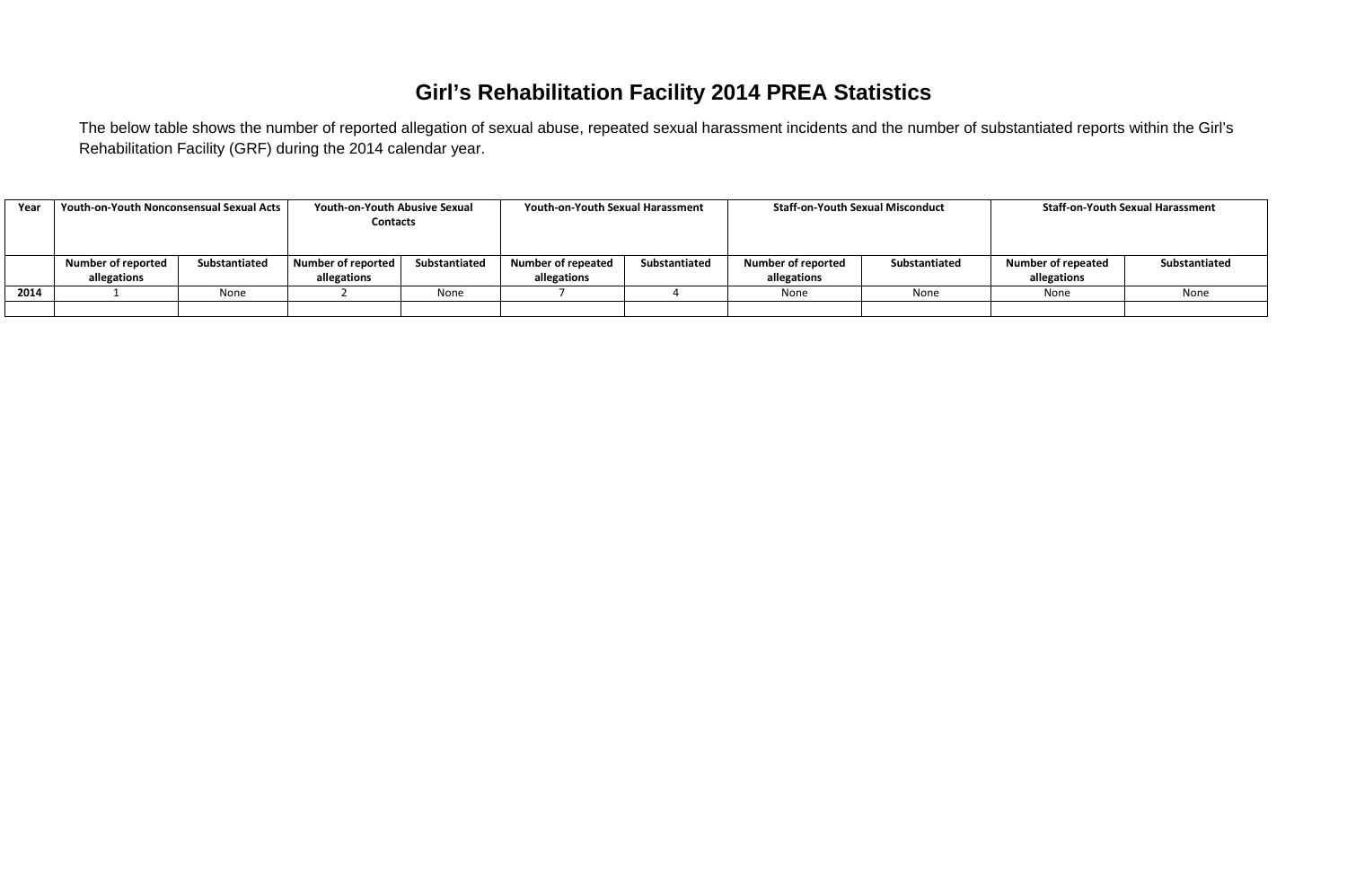# Girl’s Rehabilitation Facility 2014 PREA Statistics

The below table shows the number of reported allegation of sexual abuse, repeated sexual harassment incidents and the number of substantiated reports within the Girl’s Rehabilitation Facility (GRF) during the 2014 calendar year.

| Year | Youth-on-Youth Nonconsensual Sexual Acts | | Youth-on-Youth Abusive Sexual Contacts | | Youth-on-Youth Sexual Harassment | | Staff-on-Youth Sexual Misconduct | | Staff-on-Youth Sexual Harassment | |
|---|---|---|---|---|---|---|---|---|---|---|
| | Number of reported allegations | Substantiated | Number of reported allegations | Substantiated | Number of repeated allegations | Substantiated | Number of reported allegations | Substantiated | Number of repeated allegations | Substantiated |
| 2014 | 1 | None | 2 | None | 7 | 4 | None | None | None | None |
| | | | | | | | | | | |